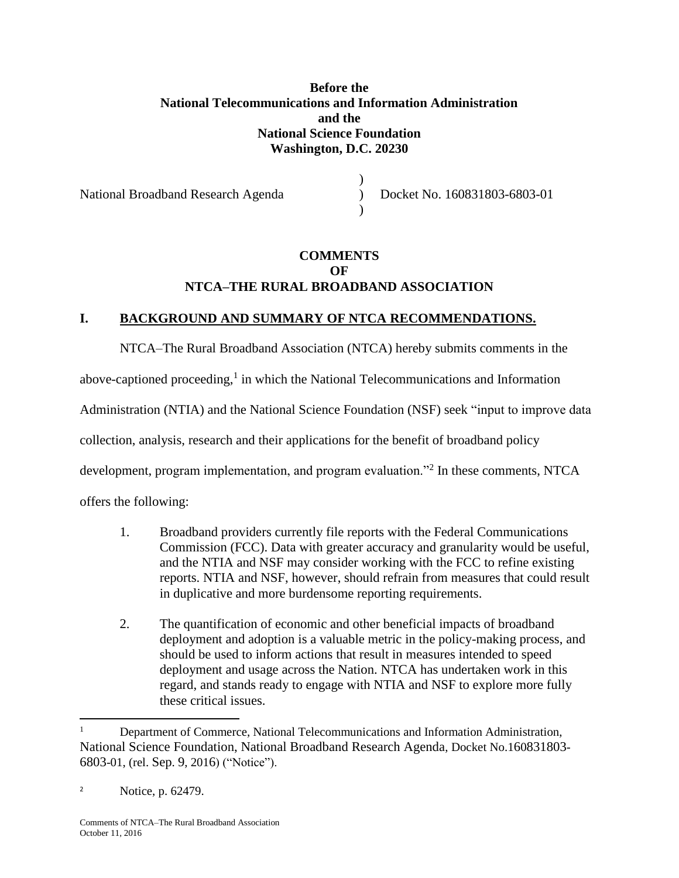**Before the**
**National Telecommunications and Information Administration**
**and the**
**National Science Foundation**
**Washington, D.C. 20230**

| | | |
|---|---|---|
| | ) | |
| National Broadband Research Agenda | ) | Docket No. 160831803-6803-01 |
| | ) | |

**COMMENTS**
**OF**
**NTCA–THE RURAL BROADBAND ASSOCIATION**

## I. BACKGROUND AND SUMMARY OF NTCA RECOMMENDATIONS.

NTCA–The Rural Broadband Association (NTCA) hereby submits comments in the above-captioned proceeding,[1] in which the National Telecommunications and Information Administration (NTIA) and the National Science Foundation (NSF) seek "input to improve data collection, analysis, research and their applications for the benefit of broadband policy development, program implementation, and program evaluation."[2] In these comments, NTCA offers the following:

1. Broadband providers currently file reports with the Federal Communications Commission (FCC). Data with greater accuracy and granularity would be useful, and the NTIA and NSF may consider working with the FCC to refine existing reports. NTIA and NSF, however, should refrain from measures that could result in duplicative and more burdensome reporting requirements.

2. The quantification of economic and other beneficial impacts of broadband deployment and adoption is a valuable metric in the policy-making process, and should be used to inform actions that result in measures intended to speed deployment and usage across the Nation. NTCA has undertaken work in this regard, and stands ready to engage with NTIA and NSF to explore more fully these critical issues.

---

[1] Department of Commerce, National Telecommunications and Information Administration, National Science Foundation, National Broadband Research Agenda, Docket No.160831803-6803-01, (rel. Sep. 9, 2016) ("Notice").

[2] Notice, p. 62479.

Comments of NTCA–The Rural Broadband Association
October 11, 2016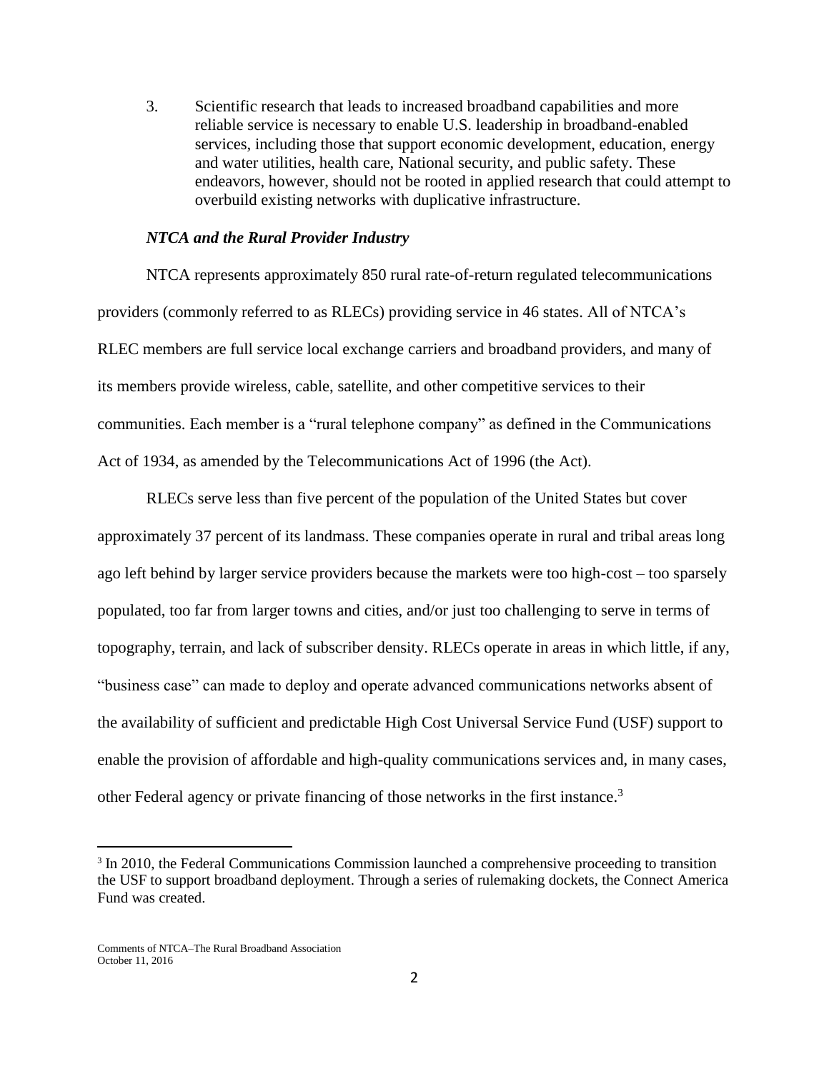3. Scientific research that leads to increased broadband capabilities and more reliable service is necessary to enable U.S. leadership in broadband-enabled services, including those that support economic development, education, energy and water utilities, health care, National security, and public safety. These endeavors, however, should not be rooted in applied research that could attempt to overbuild existing networks with duplicative infrastructure.

### *NTCA and the Rural Provider Industry*

NTCA represents approximately 850 rural rate-of-return regulated telecommunications providers (commonly referred to as RLECs) providing service in 46 states. All of NTCA's RLEC members are full service local exchange carriers and broadband providers, and many of its members provide wireless, cable, satellite, and other competitive services to their communities. Each member is a "rural telephone company" as defined in the Communications Act of 1934, as amended by the Telecommunications Act of 1996 (the Act).

RLECs serve less than five percent of the population of the United States but cover approximately 37 percent of its landmass. These companies operate in rural and tribal areas long ago left behind by larger service providers because the markets were too high-cost – too sparsely populated, too far from larger towns and cities, and/or just too challenging to serve in terms of topography, terrain, and lack of subscriber density. RLECs operate in areas in which little, if any, "business case" can made to deploy and operate advanced communications networks absent of the availability of sufficient and predictable High Cost Universal Service Fund (USF) support to enable the provision of affordable and high-quality communications services and, in many cases, other Federal agency or private financing of those networks in the first instance.[3]

[3] In 2010, the Federal Communications Commission launched a comprehensive proceeding to transition the USF to support broadband deployment. Through a series of rulemaking dockets, the Connect America Fund was created.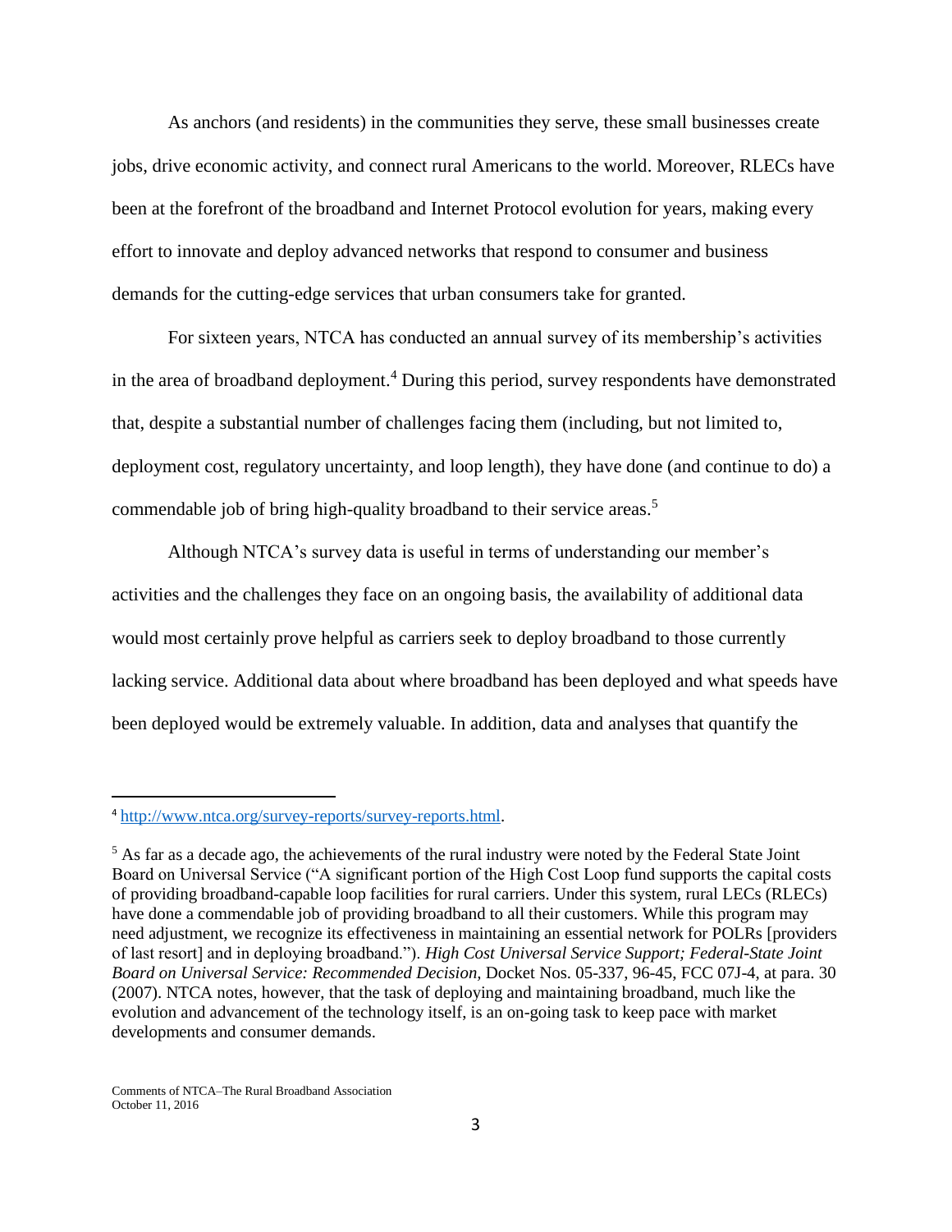As anchors (and residents) in the communities they serve, these small businesses create jobs, drive economic activity, and connect rural Americans to the world. Moreover, RLECs have been at the forefront of the broadband and Internet Protocol evolution for years, making every effort to innovate and deploy advanced networks that respond to consumer and business demands for the cutting-edge services that urban consumers take for granted.

For sixteen years, NTCA has conducted an annual survey of its membership's activities in the area of broadband deployment.[4] During this period, survey respondents have demonstrated that, despite a substantial number of challenges facing them (including, but not limited to, deployment cost, regulatory uncertainty, and loop length), they have done (and continue to do) a commendable job of bring high-quality broadband to their service areas.[5]

Although NTCA's survey data is useful in terms of understanding our member's activities and the challenges they face on an ongoing basis, the availability of additional data would most certainly prove helpful as carriers seek to deploy broadband to those currently lacking service. Additional data about where broadband has been deployed and what speeds have been deployed would be extremely valuable. In addition, data and analyses that quantify the

---

[4] http://www.ntca.org/survey-reports/survey-reports.html.

[5] As far as a decade ago, the achievements of the rural industry were noted by the Federal State Joint Board on Universal Service ("A significant portion of the High Cost Loop fund supports the capital costs of providing broadband-capable loop facilities for rural carriers. Under this system, rural LECs (RLECs) have done a commendable job of providing broadband to all their customers. While this program may need adjustment, we recognize its effectiveness in maintaining an essential network for POLRs [providers of last resort] and in deploying broadband."). *High Cost Universal Service Support; Federal-State Joint Board on Universal Service: Recommended Decision,* Docket Nos. 05-337, 96-45, FCC 07J-4, at para. 30 (2007). NTCA notes, however, that the task of deploying and maintaining broadband, much like the evolution and advancement of the technology itself, is an on-going task to keep pace with market developments and consumer demands.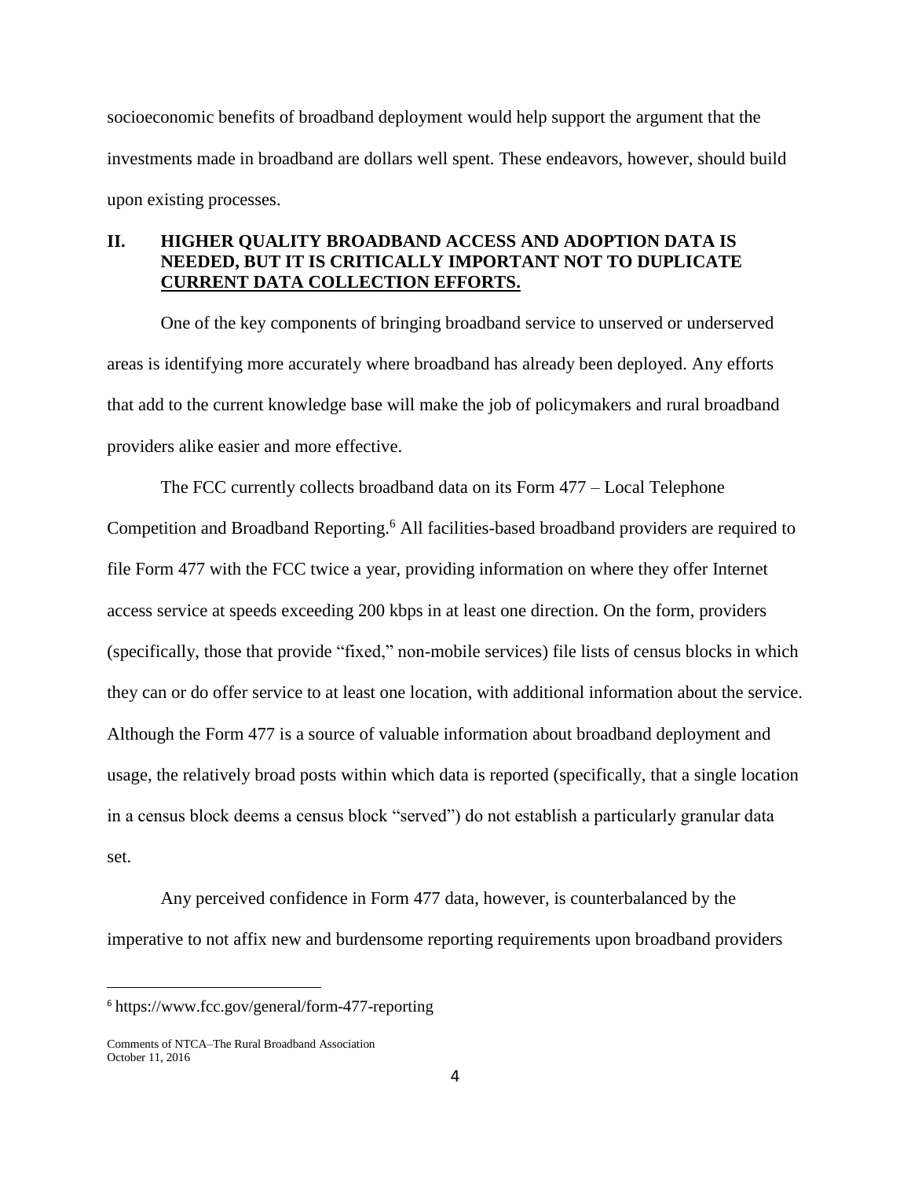socioeconomic benefits of broadband deployment would help support the argument that the investments made in broadband are dollars well spent. These endeavors, however, should build upon existing processes.

## II. HIGHER QUALITY BROADBAND ACCESS AND ADOPTION DATA IS NEEDED, BUT IT IS CRITICALLY IMPORTANT NOT TO DUPLICATE CURRENT DATA COLLECTION EFFORTS.

One of the key components of bringing broadband service to unserved or underserved areas is identifying more accurately where broadband has already been deployed. Any efforts that add to the current knowledge base will make the job of policymakers and rural broadband providers alike easier and more effective.

The FCC currently collects broadband data on its Form 477 – Local Telephone Competition and Broadband Reporting.[6] All facilities-based broadband providers are required to file Form 477 with the FCC twice a year, providing information on where they offer Internet access service at speeds exceeding 200 kbps in at least one direction. On the form, providers (specifically, those that provide "fixed," non-mobile services) file lists of census blocks in which they can or do offer service to at least one location, with additional information about the service. Although the Form 477 is a source of valuable information about broadband deployment and usage, the relatively broad posts within which data is reported (specifically, that a single location in a census block deems a census block "served") do not establish a particularly granular data set.

Any perceived confidence in Form 477 data, however, is counterbalanced by the imperative to not affix new and burdensome reporting requirements upon broadband providers

---

[6] https://www.fcc.gov/general/form-477-reporting

Comments of NTCA–The Rural Broadband Association
October 11, 2016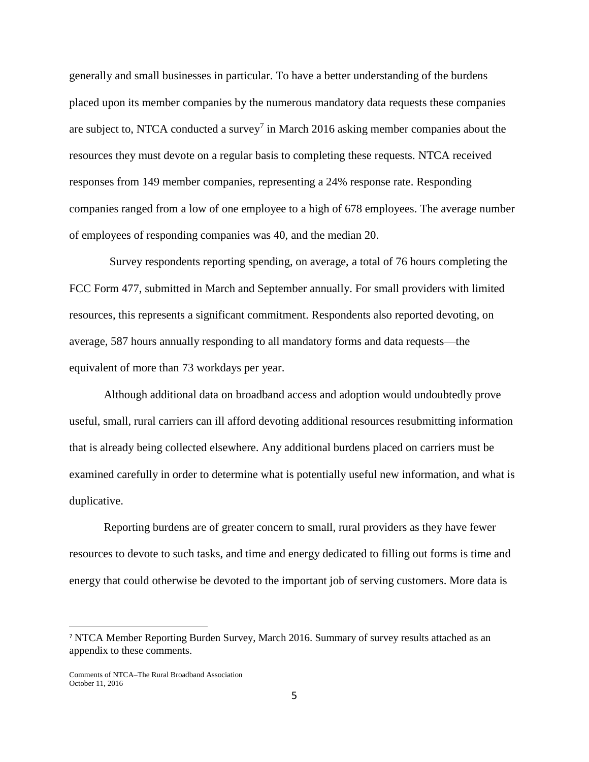generally and small businesses in particular. To have a better understanding of the burdens placed upon its member companies by the numerous mandatory data requests these companies are subject to, NTCA conducted a survey[7] in March 2016 asking member companies about the resources they must devote on a regular basis to completing these requests. NTCA received responses from 149 member companies, representing a 24% response rate. Responding companies ranged from a low of one employee to a high of 678 employees. The average number of employees of responding companies was 40, and the median 20.

Survey respondents reporting spending, on average, a total of 76 hours completing the FCC Form 477, submitted in March and September annually. For small providers with limited resources, this represents a significant commitment. Respondents also reported devoting, on average, 587 hours annually responding to all mandatory forms and data requests—the equivalent of more than 73 workdays per year.

Although additional data on broadband access and adoption would undoubtedly prove useful, small, rural carriers can ill afford devoting additional resources resubmitting information that is already being collected elsewhere. Any additional burdens placed on carriers must be examined carefully in order to determine what is potentially useful new information, and what is duplicative.

Reporting burdens are of greater concern to small, rural providers as they have fewer resources to devote to such tasks, and time and energy dedicated to filling out forms is time and energy that could otherwise be devoted to the important job of serving customers. More data is

[7] NTCA Member Reporting Burden Survey, March 2016. Summary of survey results attached as an appendix to these comments.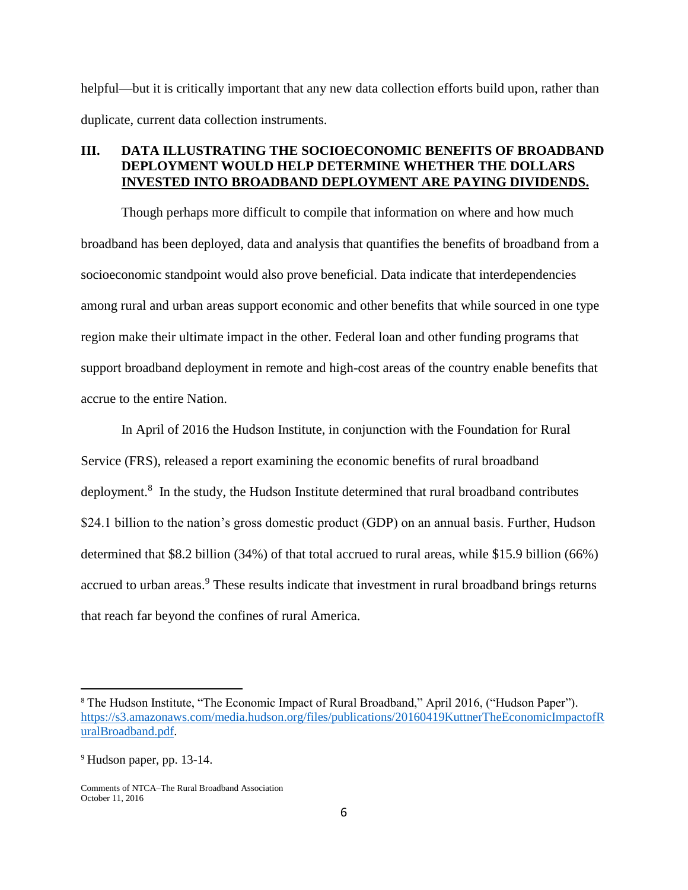helpful—but it is critically important that any new data collection efforts build upon, rather than duplicate, current data collection instruments.

## III. DATA ILLUSTRATING THE SOCIOECONOMIC BENEFITS OF BROADBAND DEPLOYMENT WOULD HELP DETERMINE WHETHER THE DOLLARS INVESTED INTO BROADBAND DEPLOYMENT ARE PAYING DIVIDENDS.

Though perhaps more difficult to compile that information on where and how much broadband has been deployed, data and analysis that quantifies the benefits of broadband from a socioeconomic standpoint would also prove beneficial. Data indicate that interdependencies among rural and urban areas support economic and other benefits that while sourced in one type region make their ultimate impact in the other. Federal loan and other funding programs that support broadband deployment in remote and high-cost areas of the country enable benefits that accrue to the entire Nation.

In April of 2016 the Hudson Institute, in conjunction with the Foundation for Rural Service (FRS), released a report examining the economic benefits of rural broadband deployment.[8] In the study, the Hudson Institute determined that rural broadband contributes $24.1 billion to the nation's gross domestic product (GDP) on an annual basis. Further, Hudson determined that $8.2 billion (34%) of that total accrued to rural areas, while $15.9 billion (66%) accrued to urban areas.[9] These results indicate that investment in rural broadband brings returns that reach far beyond the confines of rural America.

---

[8] The Hudson Institute, "The Economic Impact of Rural Broadband," April 2016, ("Hudson Paper"). https://s3.amazonaws.com/media.hudson.org/files/publications/20160419KuttnerTheEconomicImpactofRuralBroadband.pdf.

[9] Hudson paper, pp. 13-14.

Comments of NTCA–The Rural Broadband Association
October 11, 2016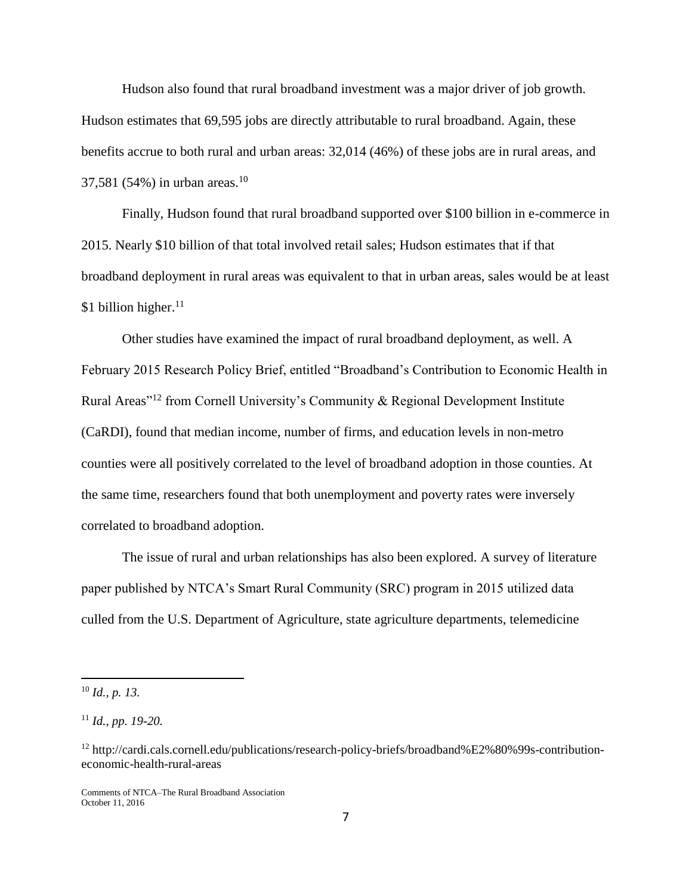Hudson also found that rural broadband investment was a major driver of job growth. Hudson estimates that 69,595 jobs are directly attributable to rural broadband. Again, these benefits accrue to both rural and urban areas: 32,014 (46%) of these jobs are in rural areas, and 37,581 (54%) in urban areas.[10]

Finally, Hudson found that rural broadband supported over $100 billion in e-commerce in 2015. Nearly $10 billion of that total involved retail sales; Hudson estimates that if that broadband deployment in rural areas was equivalent to that in urban areas, sales would be at least $1 billion higher.[11]

Other studies have examined the impact of rural broadband deployment, as well. A February 2015 Research Policy Brief, entitled "Broadband's Contribution to Economic Health in Rural Areas"[12] from Cornell University's Community & Regional Development Institute (CaRDI), found that median income, number of firms, and education levels in non-metro counties were all positively correlated to the level of broadband adoption in those counties. At the same time, researchers found that both unemployment and poverty rates were inversely correlated to broadband adoption.

The issue of rural and urban relationships has also been explored. A survey of literature paper published by NTCA's Smart Rural Community (SRC) program in 2015 utilized data culled from the U.S. Department of Agriculture, state agriculture departments, telemedicine

---

[10] *Id., p. 13.*

[11] *Id., pp. 19-20.*

[12] http://cardi.cals.cornell.edu/publications/research-policy-briefs/broadband%E2%80%99s-contribution-economic-health-rural-areas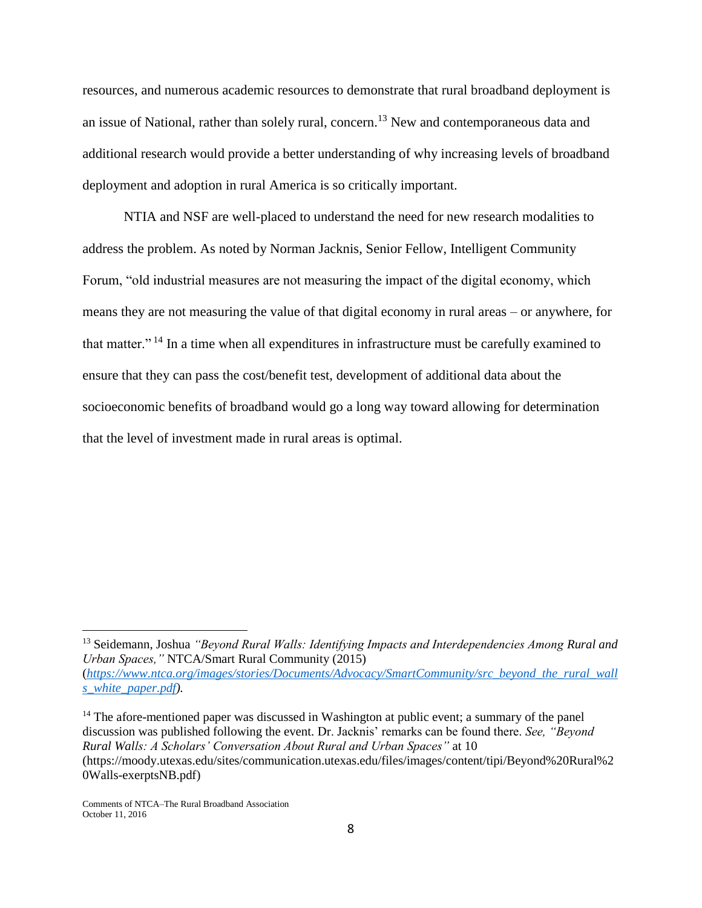resources, and numerous academic resources to demonstrate that rural broadband deployment is an issue of National, rather than solely rural, concern.[13] New and contemporaneous data and additional research would provide a better understanding of why increasing levels of broadband deployment and adoption in rural America is so critically important.

NTIA and NSF are well-placed to understand the need for new research modalities to address the problem. As noted by Norman Jacknis, Senior Fellow, Intelligent Community Forum, "old industrial measures are not measuring the impact of the digital economy, which means they are not measuring the value of that digital economy in rural areas – or anywhere, for that matter."[14] In a time when all expenditures in infrastructure must be carefully examined to ensure that they can pass the cost/benefit test, development of additional data about the socioeconomic benefits of broadband would go a long way toward allowing for determination that the level of investment made in rural areas is optimal.

---

[13] Seidemann, Joshua *"Beyond Rural Walls: Identifying Impacts and Interdependencies Among Rural and Urban Spaces,"* NTCA/Smart Rural Community (2015) (*https://www.ntca.org/images/stories/Documents/Advocacy/SmartCommunity/src_beyond_the_rural_walls_white_paper.pdf*).

[14] The afore-mentioned paper was discussed in Washington at public event; a summary of the panel discussion was published following the event. Dr. Jacknis' remarks can be found there. *See, "Beyond Rural Walls: A Scholars' Conversation About Rural and Urban Spaces"* at 10 (https://moody.utexas.edu/sites/communication.utexas.edu/files/images/content/tipi/Beyond%20Rural%20Walls-exerptsNB.pdf)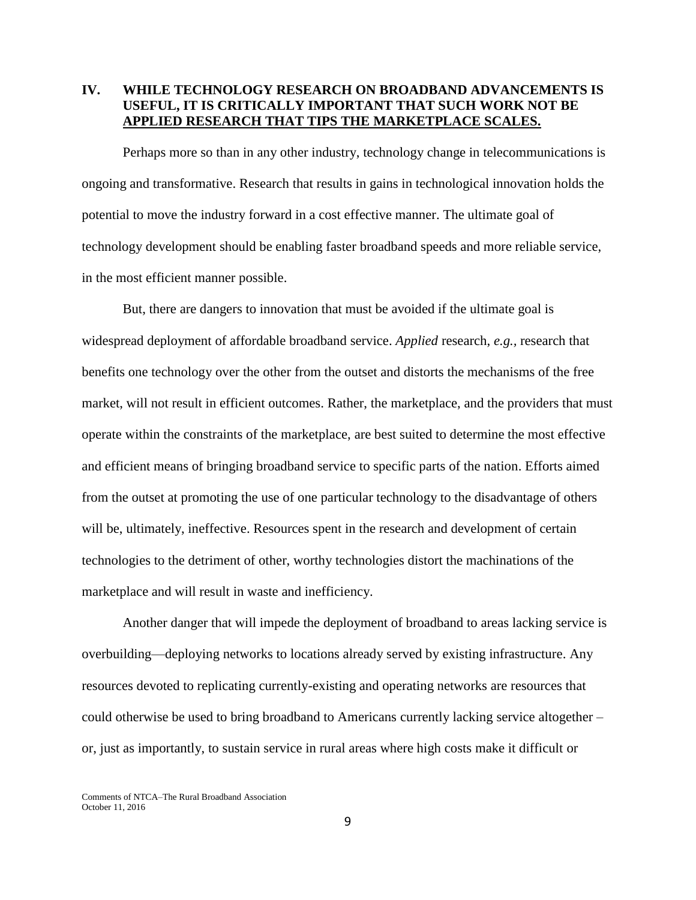## IV. WHILE TECHNOLOGY RESEARCH ON BROADBAND ADVANCEMENTS IS USEFUL, IT IS CRITICALLY IMPORTANT THAT SUCH WORK NOT BE APPLIED RESEARCH THAT TIPS THE MARKETPLACE SCALES.

Perhaps more so than in any other industry, technology change in telecommunications is ongoing and transformative. Research that results in gains in technological innovation holds the potential to move the industry forward in a cost effective manner. The ultimate goal of technology development should be enabling faster broadband speeds and more reliable service, in the most efficient manner possible.

But, there are dangers to innovation that must be avoided if the ultimate goal is widespread deployment of affordable broadband service. *Applied* research, *e.g.,* research that benefits one technology over the other from the outset and distorts the mechanisms of the free market, will not result in efficient outcomes. Rather, the marketplace, and the providers that must operate within the constraints of the marketplace, are best suited to determine the most effective and efficient means of bringing broadband service to specific parts of the nation. Efforts aimed from the outset at promoting the use of one particular technology to the disadvantage of others will be, ultimately, ineffective. Resources spent in the research and development of certain technologies to the detriment of other, worthy technologies distort the machinations of the marketplace and will result in waste and inefficiency.

Another danger that will impede the deployment of broadband to areas lacking service is overbuilding—deploying networks to locations already served by existing infrastructure. Any resources devoted to replicating currently-existing and operating networks are resources that could otherwise be used to bring broadband to Americans currently lacking service altogether – or, just as importantly, to sustain service in rural areas where high costs make it difficult or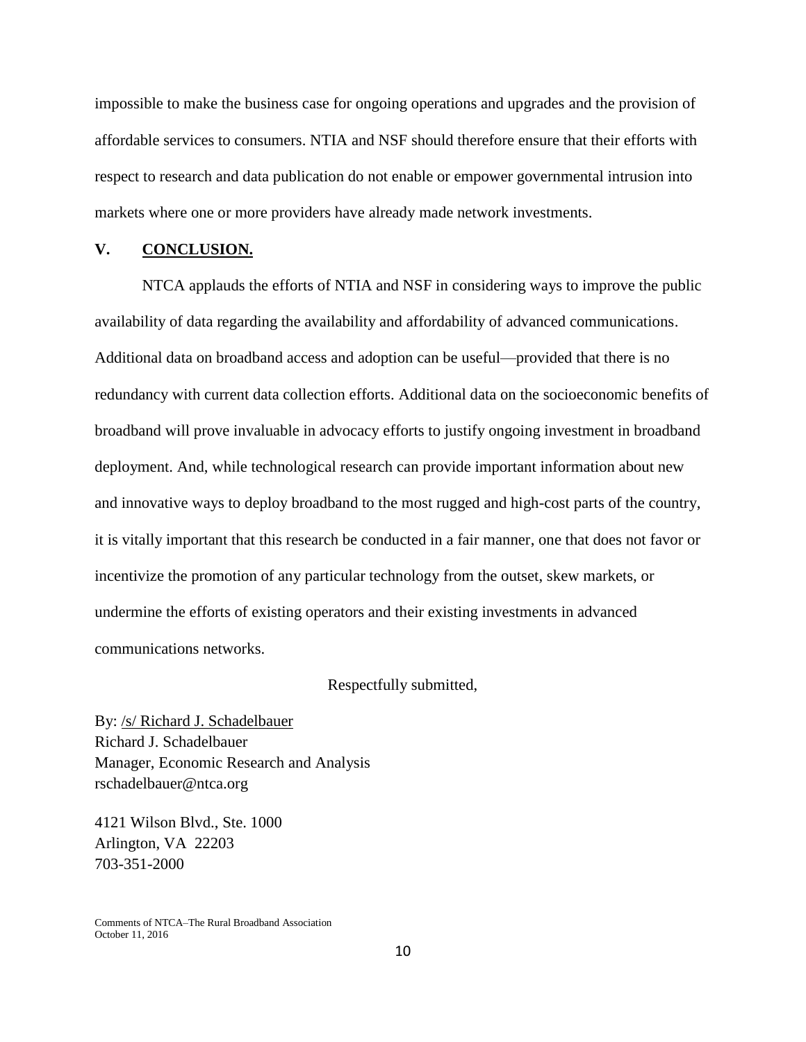impossible to make the business case for ongoing operations and upgrades and the provision of affordable services to consumers. NTIA and NSF should therefore ensure that their efforts with respect to research and data publication do not enable or empower governmental intrusion into markets where one or more providers have already made network investments.

## V. CONCLUSION.

NTCA applauds the efforts of NTIA and NSF in considering ways to improve the public availability of data regarding the availability and affordability of advanced communications. Additional data on broadband access and adoption can be useful—provided that there is no redundancy with current data collection efforts. Additional data on the socioeconomic benefits of broadband will prove invaluable in advocacy efforts to justify ongoing investment in broadband deployment. And, while technological research can provide important information about new and innovative ways to deploy broadband to the most rugged and high-cost parts of the country, it is vitally important that this research be conducted in a fair manner, one that does not favor or incentivize the promotion of any particular technology from the outset, skew markets, or undermine the efforts of existing operators and their existing investments in advanced communications networks.

Respectfully submitted,

By: /s/ Richard J. Schadelbauer
Richard J. Schadelbauer
Manager, Economic Research and Analysis
rschadelbauer@ntca.org

4121 Wilson Blvd., Ste. 1000
Arlington, VA 22203
703-351-2000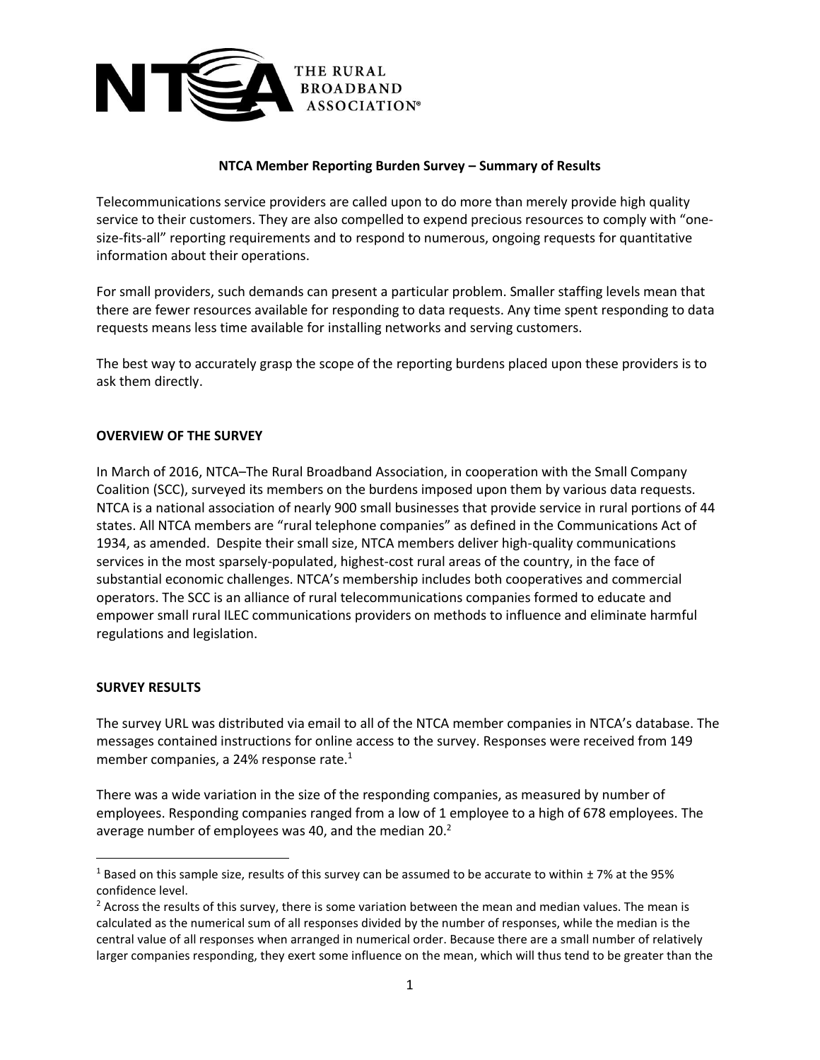NTCA THE RURAL BROADBAND ASSOCIATION®

**NTCA Member Reporting Burden Survey – Summary of Results**

Telecommunications service providers are called upon to do more than merely provide high quality service to their customers. They are also compelled to expend precious resources to comply with "one-size-fits-all" reporting requirements and to respond to numerous, ongoing requests for quantitative information about their operations.

For small providers, such demands can present a particular problem. Smaller staffing levels mean that there are fewer resources available for responding to data requests. Any time spent responding to data requests means less time available for installing networks and serving customers.

The best way to accurately grasp the scope of the reporting burdens placed upon these providers is to ask them directly.

## OVERVIEW OF THE SURVEY

In March of 2016, NTCA–The Rural Broadband Association, in cooperation with the Small Company Coalition (SCC), surveyed its members on the burdens imposed upon them by various data requests. NTCA is a national association of nearly 900 small businesses that provide service in rural portions of 44 states. All NTCA members are "rural telephone companies" as defined in the Communications Act of 1934, as amended. Despite their small size, NTCA members deliver high-quality communications services in the most sparsely-populated, highest-cost rural areas of the country, in the face of substantial economic challenges. NTCA's membership includes both cooperatives and commercial operators. The SCC is an alliance of rural telecommunications companies formed to educate and empower small rural ILEC communications providers on methods to influence and eliminate harmful regulations and legislation.

## SURVEY RESULTS

The survey URL was distributed via email to all of the NTCA member companies in NTCA's database. The messages contained instructions for online access to the survey. Responses were received from 149 member companies, a 24% response rate.[1]

There was a wide variation in the size of the responding companies, as measured by number of employees. Responding companies ranged from a low of 1 employee to a high of 678 employees. The average number of employees was 40, and the median 20.[2]

---

[1] Based on this sample size, results of this survey can be assumed to be accurate to within ± 7% at the 95% confidence level.

[2] Across the results of this survey, there is some variation between the mean and median values. The mean is calculated as the numerical sum of all responses divided by the number of responses, while the median is the central value of all responses when arranged in numerical order. Because there are a small number of relatively larger companies responding, they exert some influence on the mean, which will thus tend to be greater than the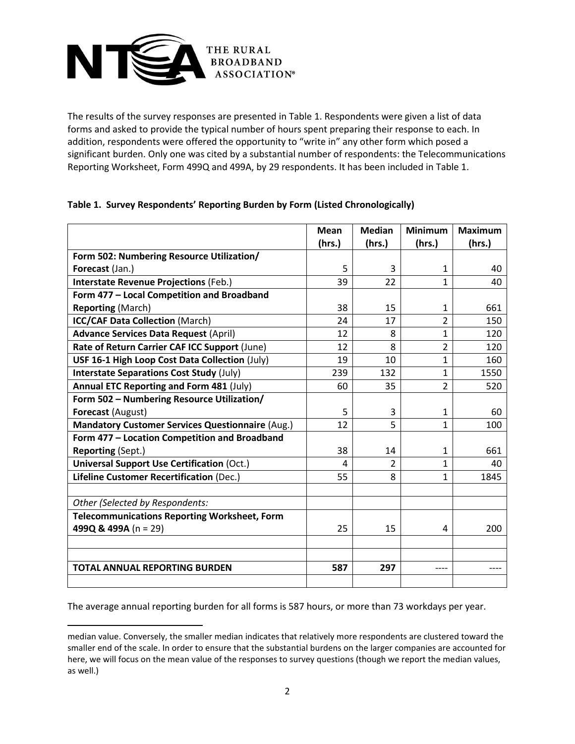The results of the survey responses are presented in Table 1. Respondents were given a list of data forms and asked to provide the typical number of hours spent preparing their response to each. In addition, respondents were offered the opportunity to "write in" any other form which posed a significant burden. Only one was cited by a substantial number of respondents: the Telecommunications Reporting Worksheet, Form 499Q and 499A, by 29 respondents. It has been included in Table 1.

**Table 1. Survey Respondents' Reporting Burden by Form (Listed Chronologically)**

| | Mean (hrs.) | Median (hrs.) | Minimum (hrs.) | Maximum (hrs.) |
|---|---|---|---|---|
| **Form 502: Numbering Resource Utilization/ Forecast** (Jan.) | 5 | 3 | 1 | 40 |
| **Interstate Revenue Projections** (Feb.) | 39 | 22 | 1 | 40 |
| **Form 477 – Local Competition and Broadband Reporting** (March) | 38 | 15 | 1 | 661 |
| **ICC/CAF Data Collection** (March) | 24 | 17 | 2 | 150 |
| **Advance Services Data Request** (April) | 12 | 8 | 1 | 120 |
| **Rate of Return Carrier CAF ICC Support** (June) | 12 | 8 | 2 | 120 |
| **USF 16-1 High Loop Cost Data Collection** (July) | 19 | 10 | 1 | 160 |
| **Interstate Separations Cost Study** (July) | 239 | 132 | 1 | 1550 |
| **Annual ETC Reporting and Form 481** (July) | 60 | 35 | 2 | 520 |
| **Form 502 – Numbering Resource Utilization/ Forecast** (August) | 5 | 3 | 1 | 60 |
| **Mandatory Customer Services Questionnaire** (Aug.) | 12 | 5 | 1 | 100 |
| **Form 477 – Location Competition and Broadband Reporting** (Sept.) | 38 | 14 | 1 | 661 |
| **Universal Support Use Certification** (Oct.) | 4 | 2 | 1 | 40 |
| **Lifeline Customer Recertification** (Dec.) | 55 | 8 | 1 | 1845 |
| | | | | |
| *Other (Selected by Respondents:* | | | | |
| **Telecommunications Reporting Worksheet, Form 499Q & 499A** (n = 29) | 25 | 15 | 4 | 200 |
| | | | | |
| | | | | |
| **TOTAL ANNUAL REPORTING BURDEN** | **587** | **297** | ---- | ---- |
| | | | | |

The average annual reporting burden for all forms is 587 hours, or more than 73 workdays per year.

median value. Conversely, the smaller median indicates that relatively more respondents are clustered toward the smaller end of the scale. In order to ensure that the substantial burdens on the larger companies are accounted for here, we will focus on the mean value of the responses to survey questions (though we report the median values, as well.)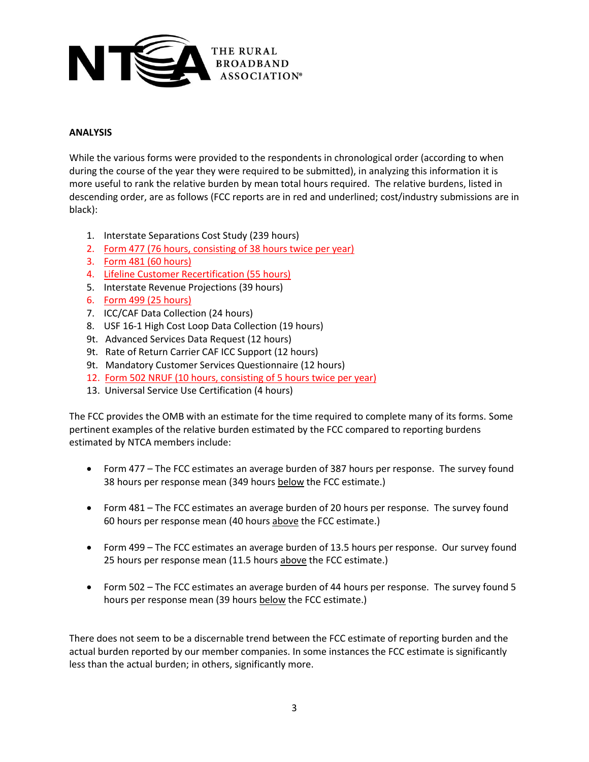**ANALYSIS**

While the various forms were provided to the respondents in chronological order (according to when during the course of the year they were required to be submitted), in analyzing this information it is more useful to rank the relative burden by mean total hours required. The relative burdens, listed in descending order, are as follows (FCC reports are in red and underlined; cost/industry submissions are in black):

1. Interstate Separations Cost Study (239 hours)
2. Form 477 (76 hours, consisting of 38 hours twice per year)
3. Form 481 (60 hours)
4. Lifeline Customer Recertification (55 hours)
5. Interstate Revenue Projections (39 hours)
6. Form 499 (25 hours)
7. ICC/CAF Data Collection (24 hours)
8. USF 16-1 High Cost Loop Data Collection (19 hours)

9t. Advanced Services Data Request (12 hours)

9t. Rate of Return Carrier CAF ICC Support (12 hours)

9t. Mandatory Customer Services Questionnaire (12 hours)

12. Form 502 NRUF (10 hours, consisting of 5 hours twice per year)
13. Universal Service Use Certification (4 hours)

The FCC provides the OMB with an estimate for the time required to complete many of its forms. Some pertinent examples of the relative burden estimated by the FCC compared to reporting burdens estimated by NTCA members include:

- Form 477 – The FCC estimates an average burden of 387 hours per response. The survey found 38 hours per response mean (349 hours below the FCC estimate.)
- Form 481 – The FCC estimates an average burden of 20 hours per response. The survey found 60 hours per response mean (40 hours above the FCC estimate.)
- Form 499 – The FCC estimates an average burden of 13.5 hours per response. Our survey found 25 hours per response mean (11.5 hours above the FCC estimate.)
- Form 502 – The FCC estimates an average burden of 44 hours per response. The survey found 5 hours per response mean (39 hours below the FCC estimate.)

There does not seem to be a discernable trend between the FCC estimate of reporting burden and the actual burden reported by our member companies. In some instances the FCC estimate is significantly less than the actual burden; in others, significantly more.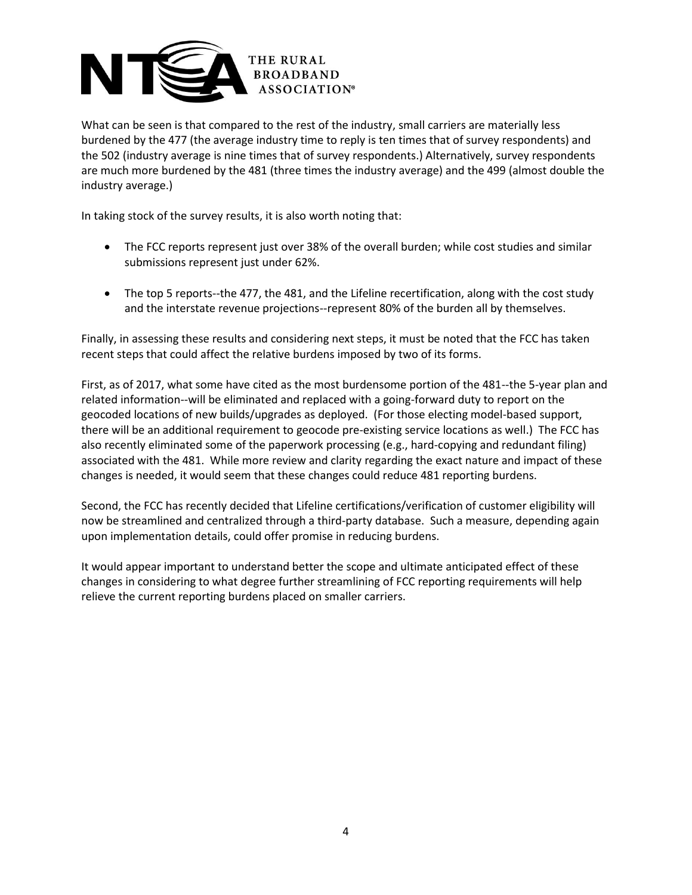What can be seen is that compared to the rest of the industry, small carriers are materially less burdened by the 477 (the average industry time to reply is ten times that of survey respondents) and the 502 (industry average is nine times that of survey respondents.) Alternatively, survey respondents are much more burdened by the 481 (three times the industry average) and the 499 (almost double the industry average.)

In taking stock of the survey results, it is also worth noting that:

- The FCC reports represent just over 38% of the overall burden; while cost studies and similar submissions represent just under 62%.
- The top 5 reports--the 477, the 481, and the Lifeline recertification, along with the cost study and the interstate revenue projections--represent 80% of the burden all by themselves.

Finally, in assessing these results and considering next steps, it must be noted that the FCC has taken recent steps that could affect the relative burdens imposed by two of its forms.

First, as of 2017, what some have cited as the most burdensome portion of the 481--the 5-year plan and related information--will be eliminated and replaced with a going-forward duty to report on the geocoded locations of new builds/upgrades as deployed. (For those electing model-based support, there will be an additional requirement to geocode pre-existing service locations as well.) The FCC has also recently eliminated some of the paperwork processing (e.g., hard-copying and redundant filing) associated with the 481. While more review and clarity regarding the exact nature and impact of these changes is needed, it would seem that these changes could reduce 481 reporting burdens.

Second, the FCC has recently decided that Lifeline certifications/verification of customer eligibility will now be streamlined and centralized through a third-party database. Such a measure, depending again upon implementation details, could offer promise in reducing burdens.

It would appear important to understand better the scope and ultimate anticipated effect of these changes in considering to what degree further streamlining of FCC reporting requirements will help relieve the current reporting burdens placed on smaller carriers.